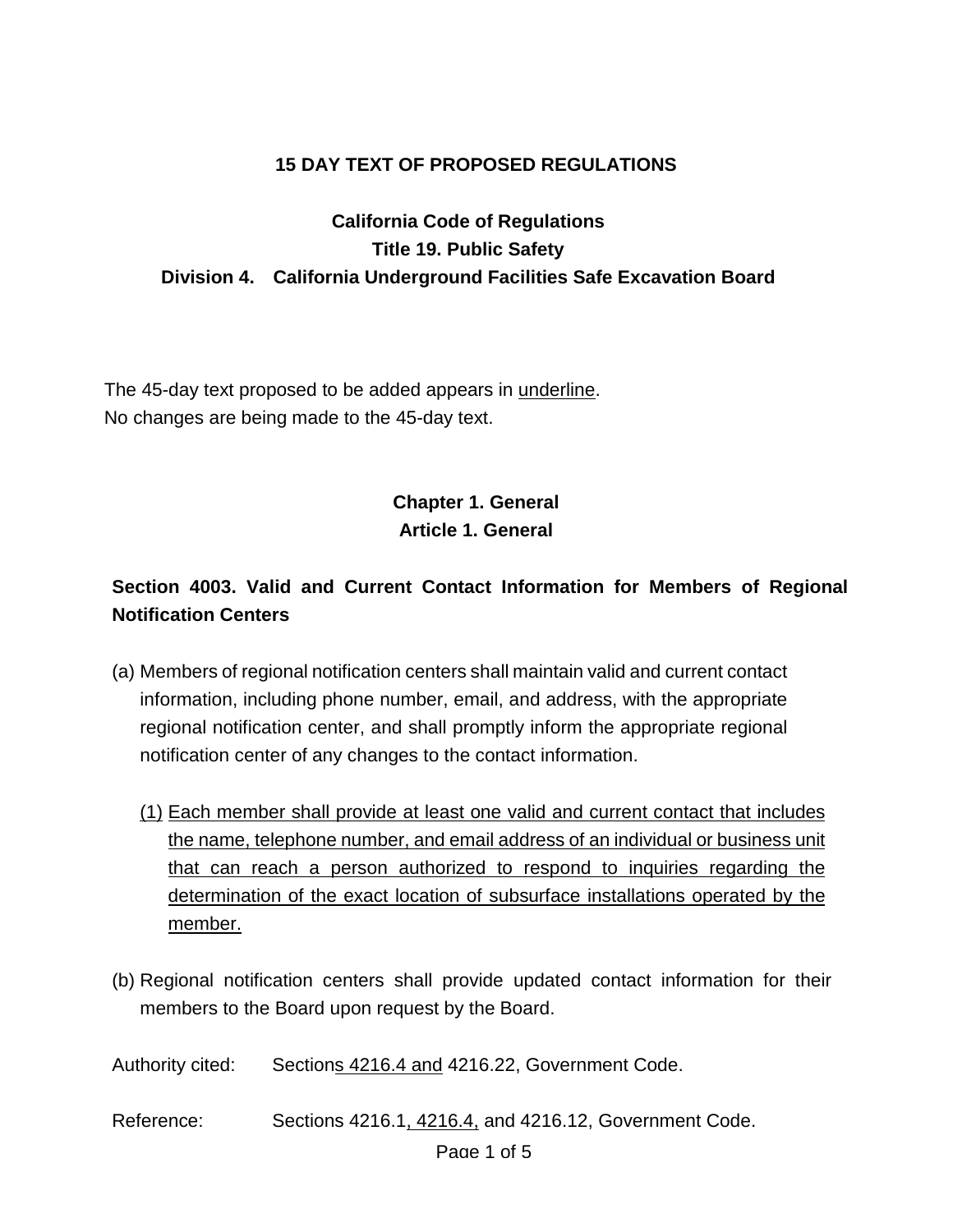**15 DAY TEXT OF PROPOSED REGULATIONS**

**California Code of Regulations**
**Title 19. Public Safety**
**Division 4. California Underground Facilities Safe Excavation Board**

The 45-day text proposed to be added appears in <u>underline</u>.
No changes are being made to the 45-day text.

## Chapter 1. General
## Article 1. General

### Section 4003. Valid and Current Contact Information for Members of Regional Notification Centers

(a) Members of regional notification centers shall maintain valid and current contact information, including phone number, email, and address, with the appropriate regional notification center, and shall promptly inform the appropriate regional notification center of any changes to the contact information.

   <u>(1) Each member shall provide at least one valid and current contact that includes the name, telephone number, and email address of an individual or business unit that can reach a person authorized to respond to inquiries regarding the determination of the exact location of subsurface installations operated by the member.</u>

(b) Regional notification centers shall provide updated contact information for their members to the Board upon request by the Board.

Authority cited: Section<u>s 4216.4 and</u> 4216.22, Government Code.

Reference: Sections 4216.1<u>, 4216.4,</u> and 4216.12, Government Code.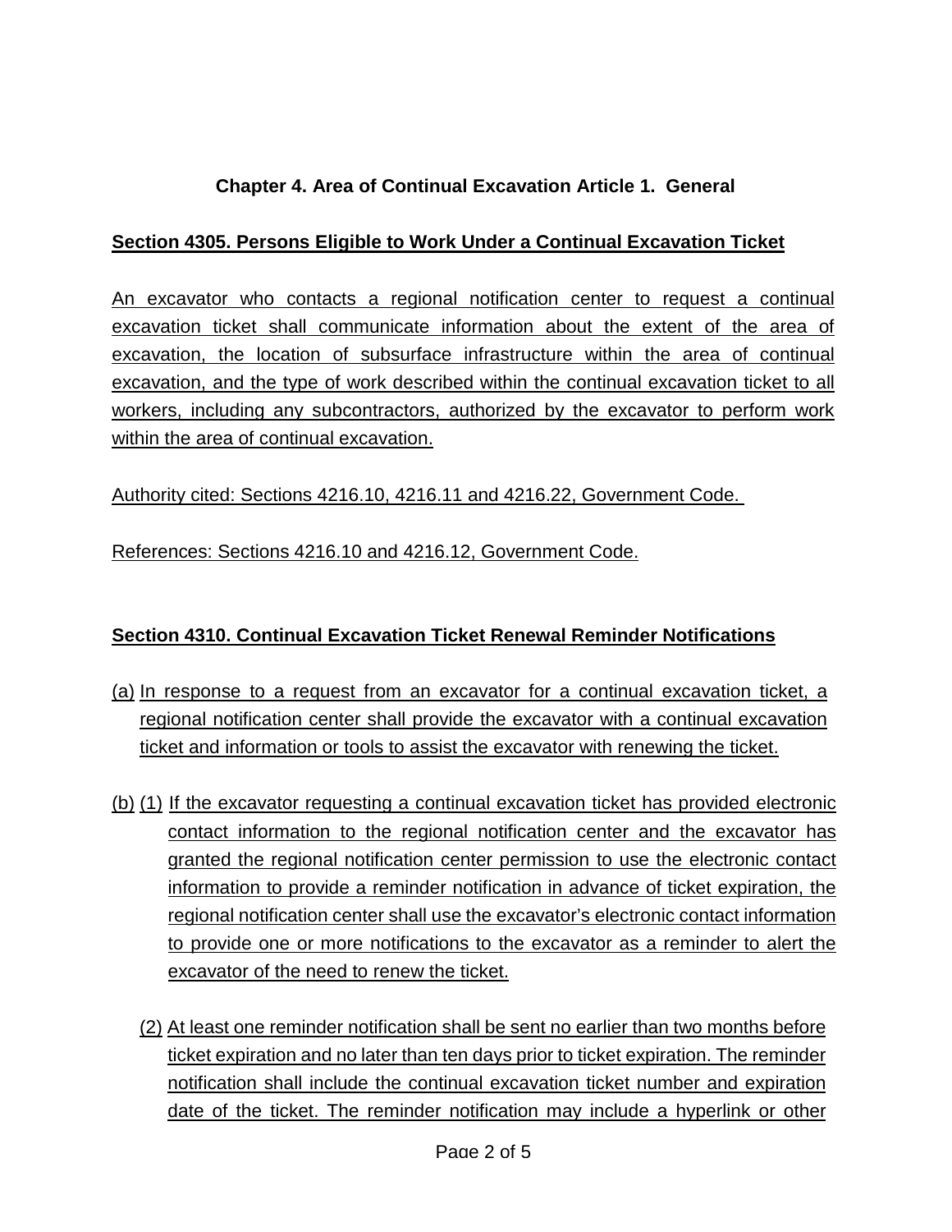## Chapter 4. Area of Continual Excavation Article 1. General

### Section 4305. Persons Eligible to Work Under a Continual Excavation Ticket

An excavator who contacts a regional notification center to request a continual excavation ticket shall communicate information about the extent of the area of excavation, the location of subsurface infrastructure within the area of continual excavation, and the type of work described within the continual excavation ticket to all workers, including any subcontractors, authorized by the excavator to perform work within the area of continual excavation.

Authority cited: Sections 4216.10, 4216.11 and 4216.22, Government Code.

References: Sections 4216.10 and 4216.12, Government Code.

### Section 4310. Continual Excavation Ticket Renewal Reminder Notifications

(a) In response to a request from an excavator for a continual excavation ticket, a regional notification center shall provide the excavator with a continual excavation ticket and information or tools to assist the excavator with renewing the ticket.

(b) (1) If the excavator requesting a continual excavation ticket has provided electronic contact information to the regional notification center and the excavator has granted the regional notification center permission to use the electronic contact information to provide a reminder notification in advance of ticket expiration, the regional notification center shall use the excavator's electronic contact information to provide one or more notifications to the excavator as a reminder to alert the excavator of the need to renew the ticket.

(2) At least one reminder notification shall be sent no earlier than two months before ticket expiration and no later than ten days prior to ticket expiration. The reminder notification shall include the continual excavation ticket number and expiration date of the ticket. The reminder notification may include a hyperlink or other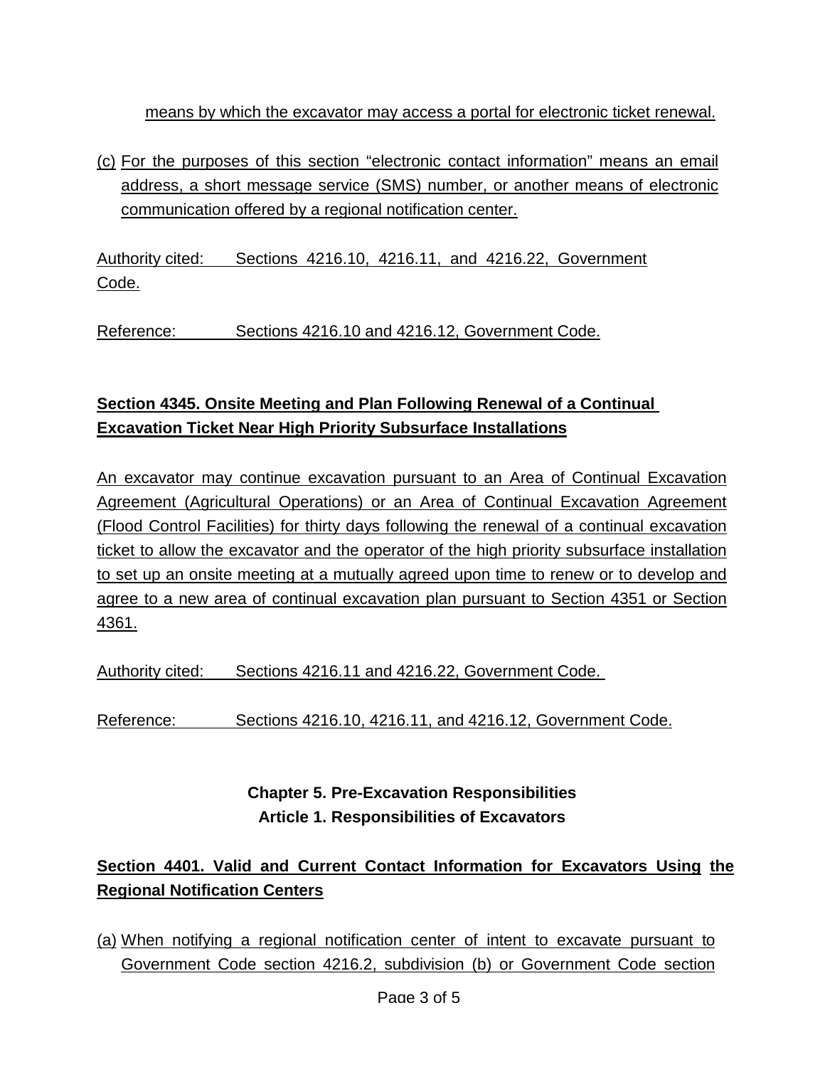means by which the excavator may access a portal for electronic ticket renewal.

(c) For the purposes of this section "electronic contact information" means an email address, a short message service (SMS) number, or another means of electronic communication offered by a regional notification center.

Authority cited: Sections 4216.10, 4216.11, and 4216.22, Government Code.

Reference: Sections 4216.10 and 4216.12, Government Code.

**Section 4345. Onsite Meeting and Plan Following Renewal of a Continual Excavation Ticket Near High Priority Subsurface Installations**

An excavator may continue excavation pursuant to an Area of Continual Excavation Agreement (Agricultural Operations) or an Area of Continual Excavation Agreement (Flood Control Facilities) for thirty days following the renewal of a continual excavation ticket to allow the excavator and the operator of the high priority subsurface installation to set up an onsite meeting at a mutually agreed upon time to renew or to develop and agree to a new area of continual excavation plan pursuant to Section 4351 or Section 4361.

Authority cited: Sections 4216.11 and 4216.22, Government Code.

Reference: Sections 4216.10, 4216.11, and 4216.12, Government Code.

## Chapter 5. Pre-Excavation Responsibilities
## Article 1. Responsibilities of Excavators

**Section 4401. Valid and Current Contact Information for Excavators Using the Regional Notification Centers**

(a) When notifying a regional notification center of intent to excavate pursuant to Government Code section 4216.2, subdivision (b) or Government Code section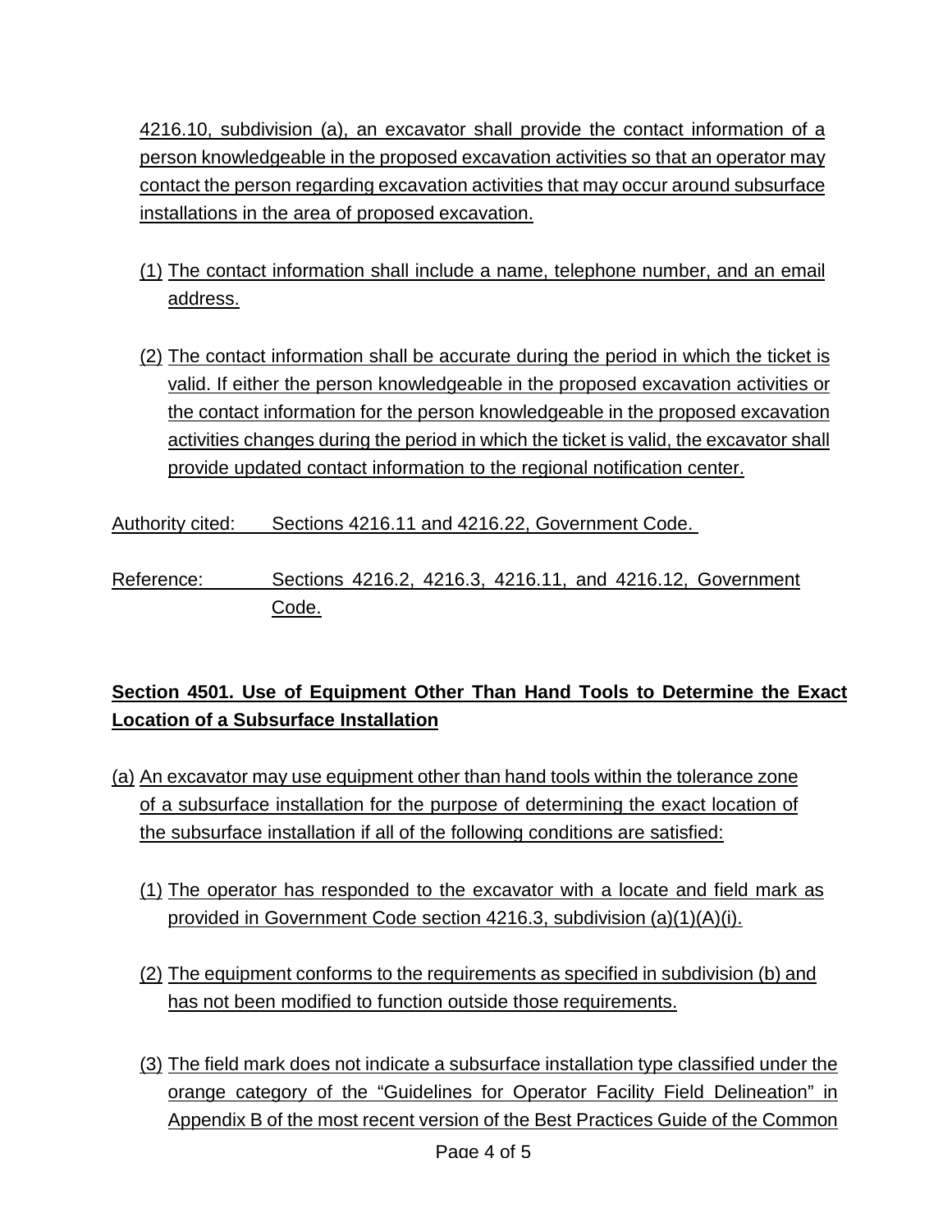4216.10, subdivision (a), an excavator shall provide the contact information of a person knowledgeable in the proposed excavation activities so that an operator may contact the person regarding excavation activities that may occur around subsurface installations in the area of proposed excavation.

(1) The contact information shall include a name, telephone number, and an email address.

(2) The contact information shall be accurate during the period in which the ticket is valid. If either the person knowledgeable in the proposed excavation activities or the contact information for the person knowledgeable in the proposed excavation activities changes during the period in which the ticket is valid, the excavator shall provide updated contact information to the regional notification center.

Authority cited: Sections 4216.11 and 4216.22, Government Code.

Reference: Sections 4216.2, 4216.3, 4216.11, and 4216.12, Government Code.

**Section 4501. Use of Equipment Other Than Hand Tools to Determine the Exact Location of a Subsurface Installation**

(a) An excavator may use equipment other than hand tools within the tolerance zone of a subsurface installation for the purpose of determining the exact location of the subsurface installation if all of the following conditions are satisfied:

(1) The operator has responded to the excavator with a locate and field mark as provided in Government Code section 4216.3, subdivision (a)(1)(A)(i).

(2) The equipment conforms to the requirements as specified in subdivision (b) and has not been modified to function outside those requirements.

(3) The field mark does not indicate a subsurface installation type classified under the orange category of the "Guidelines for Operator Facility Field Delineation" in Appendix B of the most recent version of the Best Practices Guide of the Common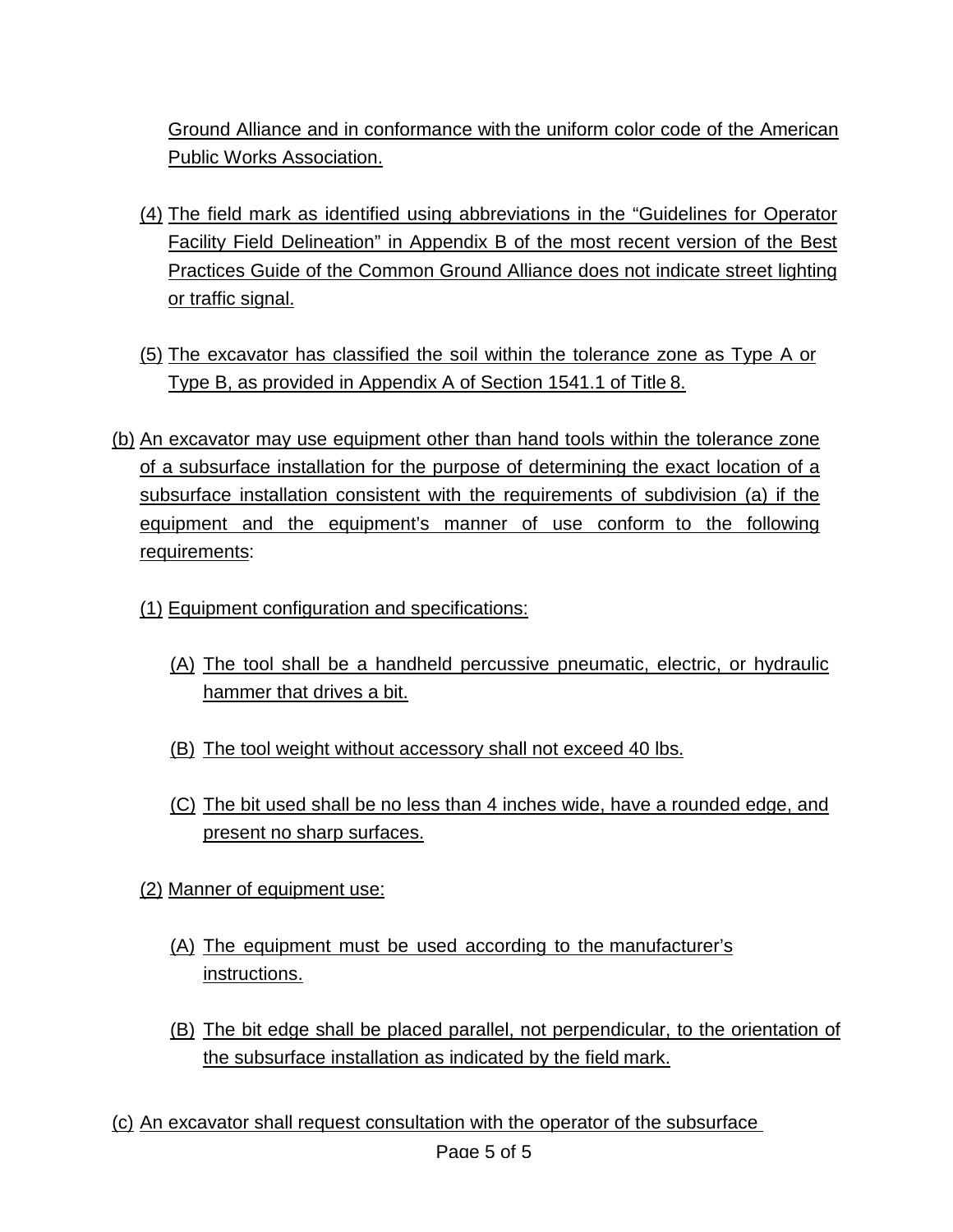Ground Alliance and in conformance with the uniform color code of the American Public Works Association.

(4) The field mark as identified using abbreviations in the “Guidelines for Operator Facility Field Delineation” in Appendix B of the most recent version of the Best Practices Guide of the Common Ground Alliance does not indicate street lighting or traffic signal.

(5) The excavator has classified the soil within the tolerance zone as Type A or Type B, as provided in Appendix A of Section 1541.1 of Title 8.

(b) An excavator may use equipment other than hand tools within the tolerance zone of a subsurface installation for the purpose of determining the exact location of a subsurface installation consistent with the requirements of subdivision (a) if the equipment and the equipment’s manner of use conform to the following requirements:

(1) Equipment configuration and specifications:

(A) The tool shall be a handheld percussive pneumatic, electric, or hydraulic hammer that drives a bit.

(B) The tool weight without accessory shall not exceed 40 lbs.

(C) The bit used shall be no less than 4 inches wide, have a rounded edge, and present no sharp surfaces.

(2) Manner of equipment use:

(A) The equipment must be used according to the manufacturer’s instructions.

(B) The bit edge shall be placed parallel, not perpendicular, to the orientation of the subsurface installation as indicated by the field mark.

(c) An excavator shall request consultation with the operator of the subsurface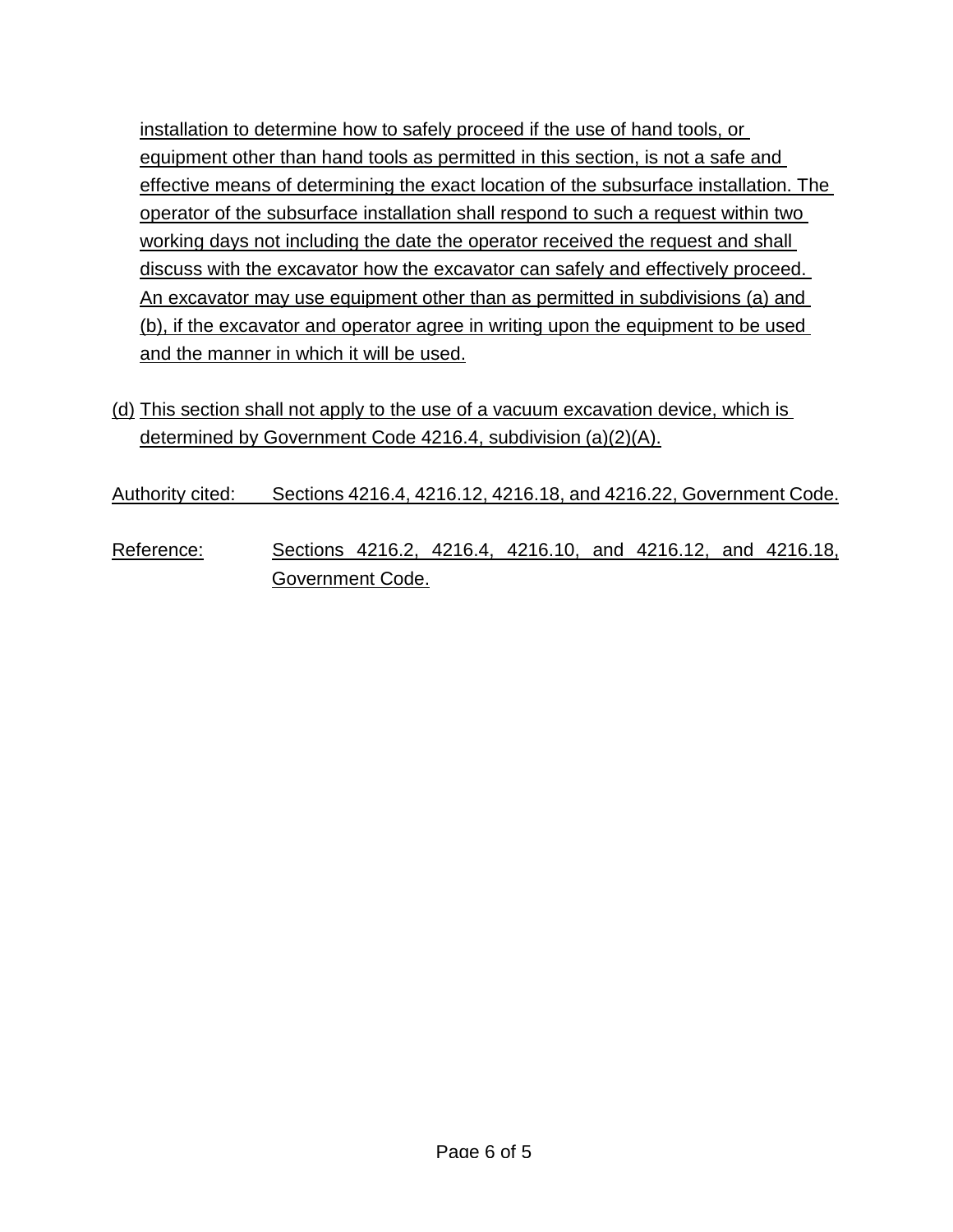installation to determine how to safely proceed if the use of hand tools, or equipment other than hand tools as permitted in this section, is not a safe and effective means of determining the exact location of the subsurface installation. The operator of the subsurface installation shall respond to such a request within two working days not including the date the operator received the request and shall discuss with the excavator how the excavator can safely and effectively proceed. An excavator may use equipment other than as permitted in subdivisions (a) and (b), if the excavator and operator agree in writing upon the equipment to be used and the manner in which it will be used.

(d) This section shall not apply to the use of a vacuum excavation device, which is determined by Government Code 4216.4, subdivision (a)(2)(A).

Authority cited: Sections 4216.4, 4216.12, 4216.18, and 4216.22, Government Code.

Reference: Sections 4216.2, 4216.4, 4216.10, and 4216.12, and 4216.18, Government Code.